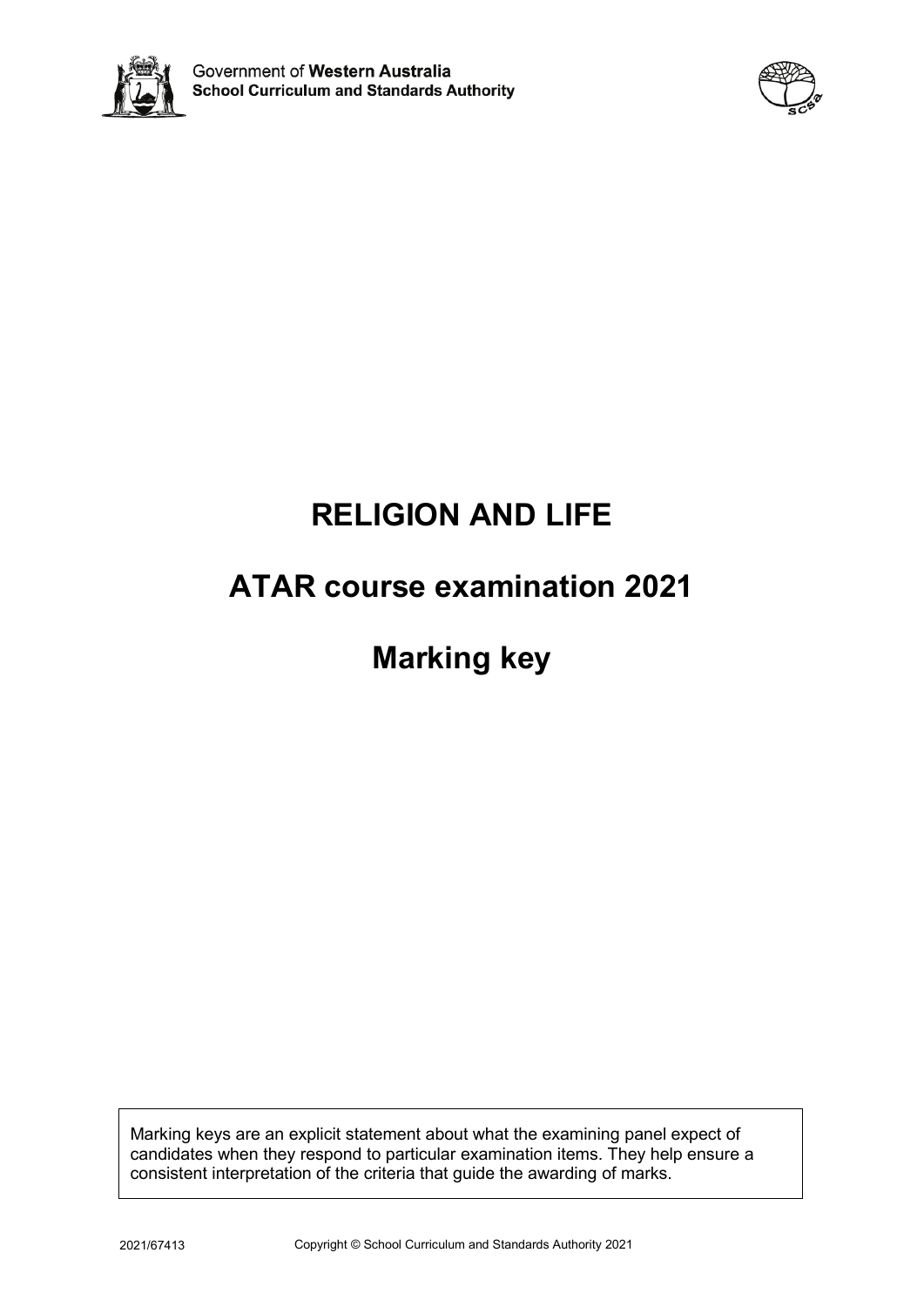Government of **Western Australia**
**School Curriculum and Standards Authority**

# RELIGION AND LIFE

## ATAR course examination 2021

## Marking key

Marking keys are an explicit statement about what the examining panel expect of candidates when they respond to particular examination items. They help ensure a consistent interpretation of the criteria that guide the awarding of marks.

2021/67413

Copyright © School Curriculum and Standards Authority 2021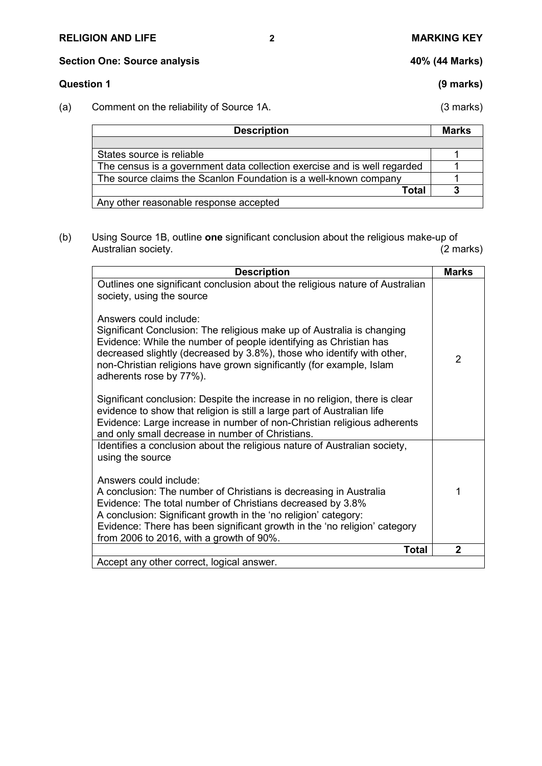## Section One: Source analysis — 40% (44 Marks)

### Question 1 (9 marks)

(a) Comment on the reliability of Source 1A. (3 marks)

| Description | Marks |
|---|---|
| | |
| States source is reliable | 1 |
| The census is a government data collection exercise and is well regarded | 1 |
| The source claims the Scanlon Foundation is a well-known company | 1 |
| **Total** | **3** |
| Any other reasonable response accepted | |

(b) Using Source 1B, outline **one** significant conclusion about the religious make-up of Australian society. (2 marks)

| Description | Marks |
|---|---|
| Outlines one significant conclusion about the religious nature of Australian society, using the source<br><br>Answers could include:<br>Significant Conclusion: The religious make up of Australia is changing<br>Evidence: While the number of people identifying as Christian has decreased slightly (decreased by 3.8%), those who identify with other, non-Christian religions have grown significantly (for example, Islam adherents rose by 77%).<br><br>Significant conclusion: Despite the increase in no religion, there is clear evidence to show that religion is still a large part of Australian life<br>Evidence: Large increase in number of non-Christian religious adherents and only small decrease in number of Christians. | 2 |
| Identifies a conclusion about the religious nature of Australian society, using the source<br><br>Answers could include:<br>A conclusion: The number of Christians is decreasing in Australia<br>Evidence: The total number of Christians decreased by 3.8%<br>A conclusion: Significant growth in the 'no religion' category:<br>Evidence: There has been significant growth in the 'no religion' category from 2006 to 2016, with a growth of 90%. | 1 |
| **Total** | **2** |
| Accept any other correct, logical answer. | |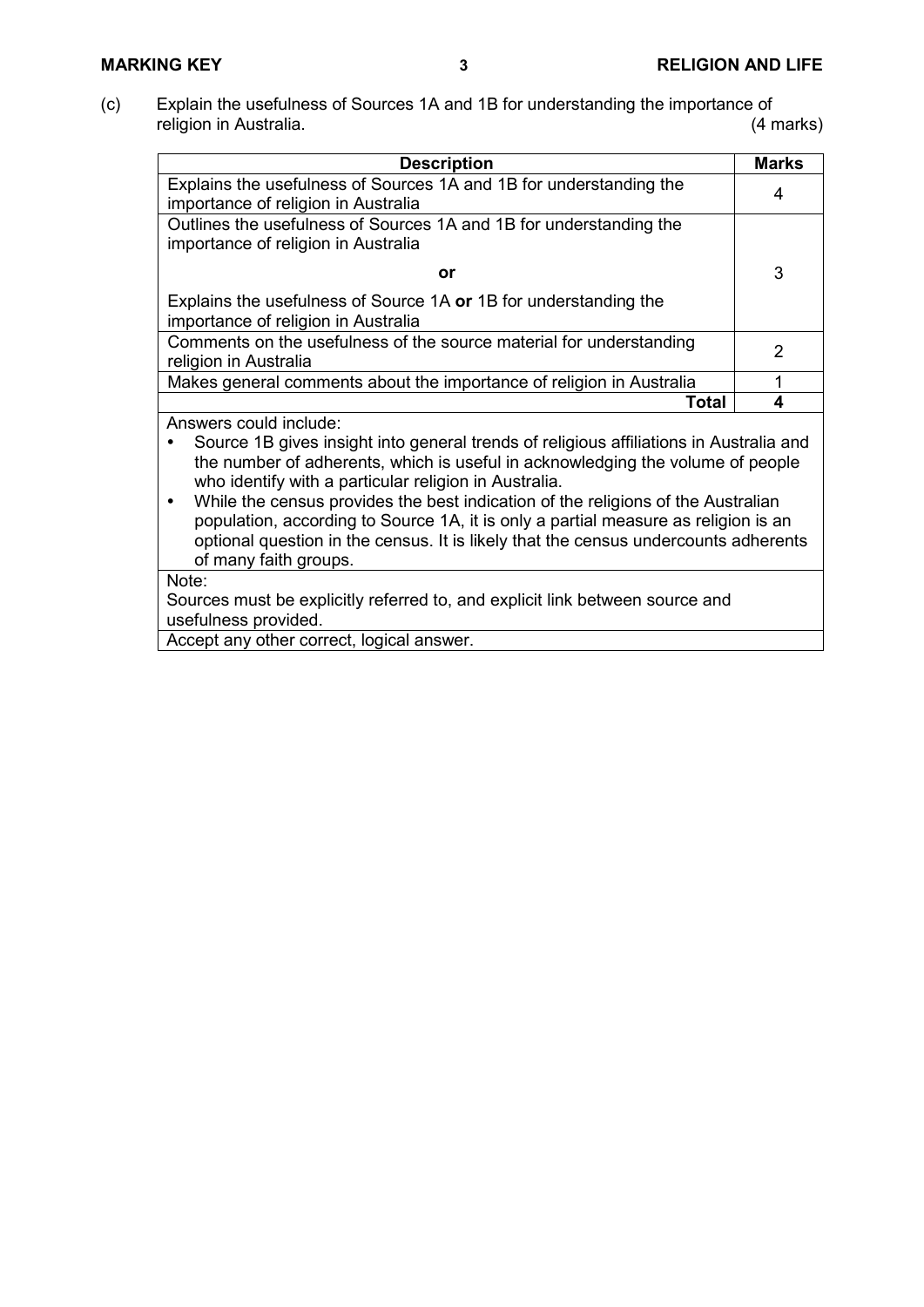(c) Explain the usefulness of Sources 1A and 1B for understanding the importance of religion in Australia. (4 marks)

| Description | Marks |
| --- | --- |
| Explains the usefulness of Sources 1A and 1B for understanding the importance of religion in Australia | 4 |
| Outlines the usefulness of Sources 1A and 1B for understanding the importance of religion in Australia<br><br>**or**<br><br>Explains the usefulness of Source 1A **or** 1B for understanding the importance of religion in Australia | 3 |
| Comments on the usefulness of the source material for understanding religion in Australia | 2 |
| Makes general comments about the importance of religion in Australia | 1 |
| **Total** | **4** |
| Answers could include:<br>• Source 1B gives insight into general trends of religious affiliations in Australia and the number of adherents, which is useful in acknowledging the volume of people who identify with a particular religion in Australia.<br>• While the census provides the best indication of the religions of the Australian population, according to Source 1A, it is only a partial measure as religion is an optional question in the census. It is likely that the census undercounts adherents of many faith groups. | |
| Note:<br>Sources must be explicitly referred to, and explicit link between source and usefulness provided. | |
| Accept any other correct, logical answer. | |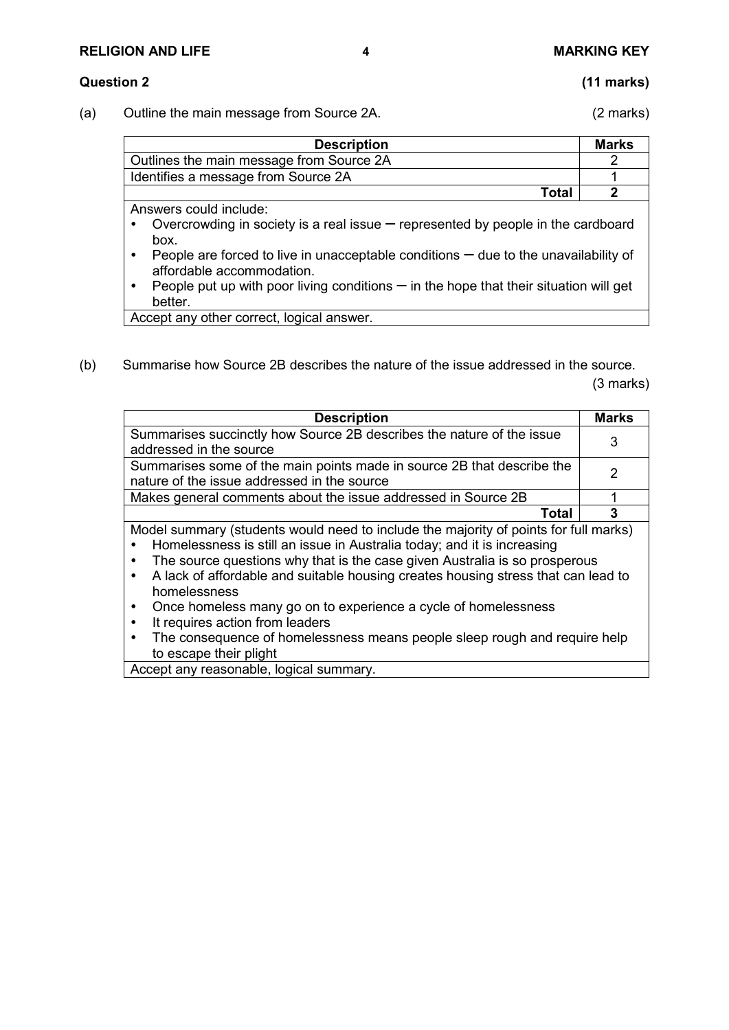## Question 2 (11 marks)

(a) Outline the main message from Source 2A. (2 marks)

| Description | Marks |
|---|---|
| Outlines the main message from Source 2A | 2 |
| Identifies a message from Source 2A | 1 |
| **Total** | **2** |
| Answers could include:<br>• Overcrowding in society is a real issue – represented by people in the cardboard box.<br>• People are forced to live in unacceptable conditions – due to the unavailability of affordable accommodation.<br>• People put up with poor living conditions – in the hope that their situation will get better. | |
| Accept any other correct, logical answer. | |

(b) Summarise how Source 2B describes the nature of the issue addressed in the source. (3 marks)

| Description | Marks |
|---|---|
| Summarises succinctly how Source 2B describes the nature of the issue addressed in the source | 3 |
| Summarises some of the main points made in source 2B that describe the nature of the issue addressed in the source | 2 |
| Makes general comments about the issue addressed in Source 2B | 1 |
| **Total** | **3** |
| Model summary (students would need to include the majority of points for full marks)<br>• Homelessness is still an issue in Australia today; and it is increasing<br>• The source questions why that is the case given Australia is so prosperous<br>• A lack of affordable and suitable housing creates housing stress that can lead to homelessness<br>• Once homeless many go on to experience a cycle of homelessness<br>• It requires action from leaders<br>• The consequence of homelessness means people sleep rough and require help to escape their plight | |
| Accept any reasonable, logical summary. | |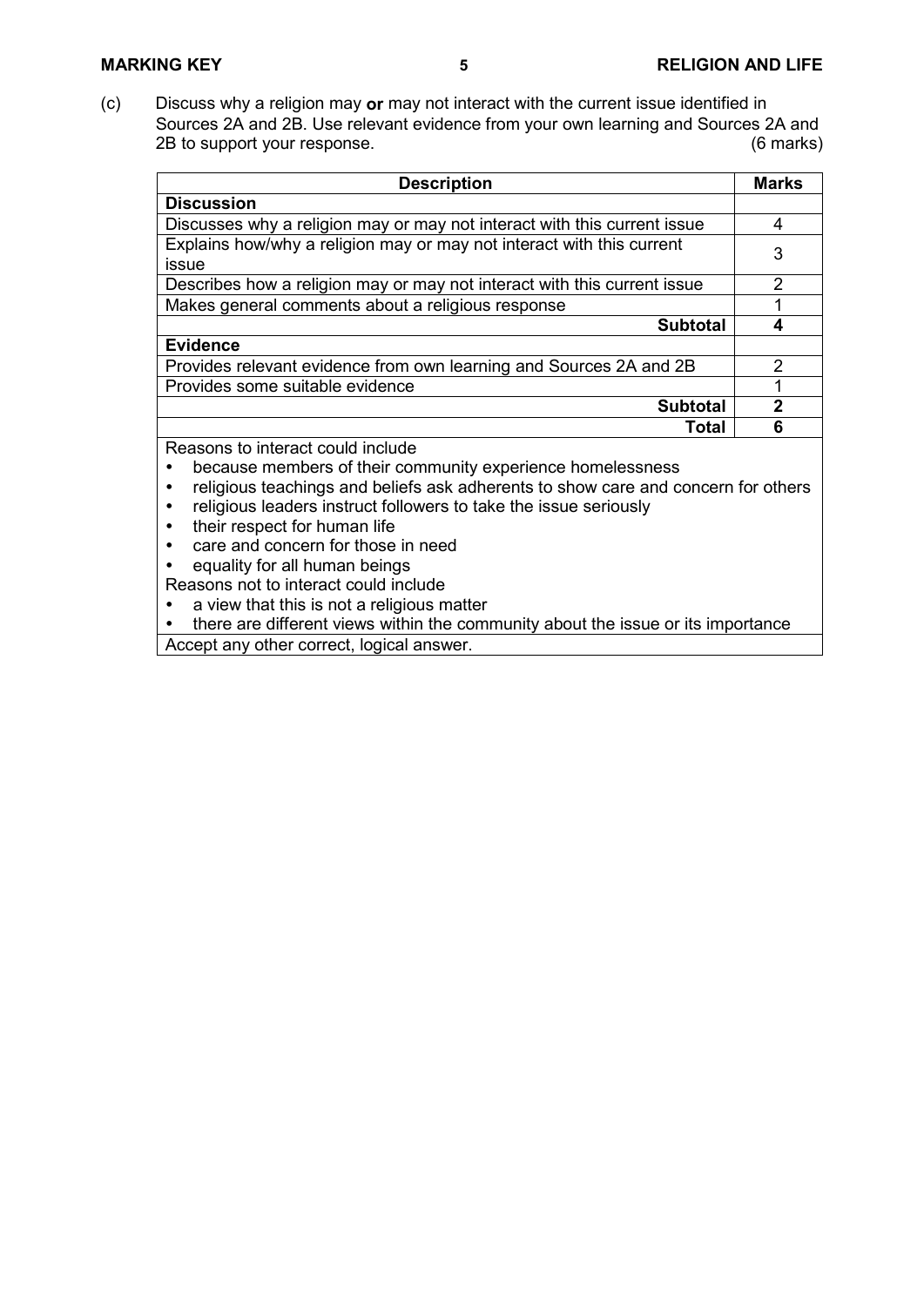(c) Discuss why a religion may **or** may not interact with the current issue identified in Sources 2A and 2B. Use relevant evidence from your own learning and Sources 2A and 2B to support your response. (6 marks)

| Description | Marks |
|---|---|
| **Discussion** | |
| Discusses why a religion may or may not interact with this current issue | 4 |
| Explains how/why a religion may or may not interact with this current issue | 3 |
| Describes how a religion may or may not interact with this current issue | 2 |
| Makes general comments about a religious response | 1 |
| **Subtotal** | **4** |
| **Evidence** | |
| Provides relevant evidence from own learning and Sources 2A and 2B | 2 |
| Provides some suitable evidence | 1 |
| **Subtotal** | **2** |
| **Total** | **6** |

Reasons to interact could include

- because members of their community experience homelessness
- religious teachings and beliefs ask adherents to show care and concern for others
- religious leaders instruct followers to take the issue seriously
- their respect for human life
- care and concern for those in need
- equality for all human beings

Reasons not to interact could include

- a view that this is not a religious matter
- there are different views within the community about the issue or its importance

Accept any other correct, logical answer.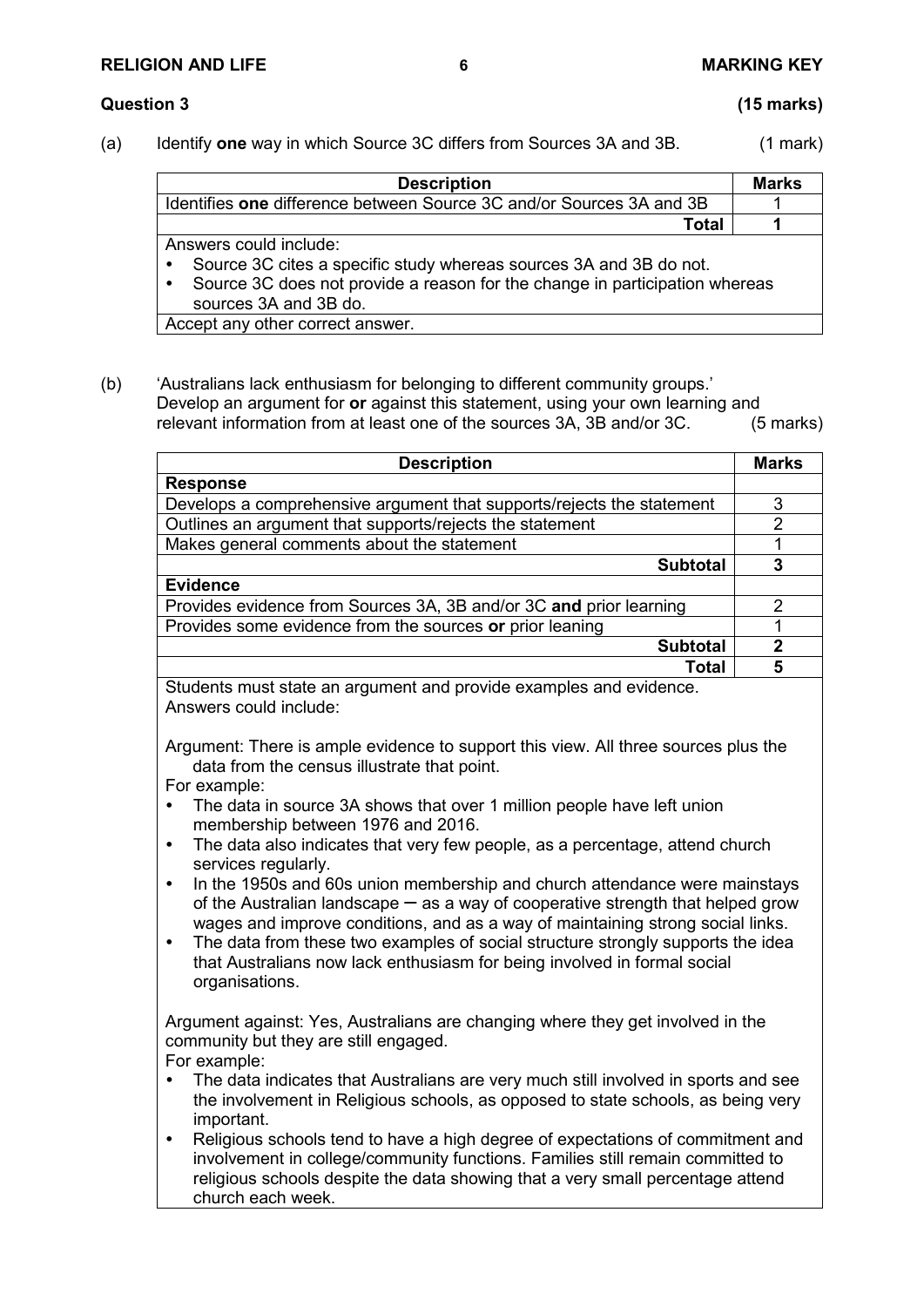## Question 3 (15 marks)

(a) Identify **one** way in which Source 3C differs from Sources 3A and 3B. (1 mark)

| Description | Marks |
|---|---|
| Identifies **one** difference between Source 3C and/or Sources 3A and 3B | 1 |
| **Total** | **1** |
| Answers could include:<br>• Source 3C cites a specific study whereas sources 3A and 3B do not.<br>• Source 3C does not provide a reason for the change in participation whereas sources 3A and 3B do. | |
| Accept any other correct answer. | |

(b) 'Australians lack enthusiasm for belonging to different community groups.' Develop an argument for **or** against this statement, using your own learning and relevant information from at least one of the sources 3A, 3B and/or 3C. (5 marks)

| Description | Marks |
|---|---|
| **Response** | |
| Develops a comprehensive argument that supports/rejects the statement | 3 |
| Outlines an argument that supports/rejects the statement | 2 |
| Makes general comments about the statement | 1 |
| **Subtotal** | **3** |
| **Evidence** | |
| Provides evidence from Sources 3A, 3B and/or 3C **and** prior learning | 2 |
| Provides some evidence from the sources **or** prior leaning | 1 |
| **Subtotal** | **2** |
| **Total** | **5** |

Students must state an argument and provide examples and evidence.
Answers could include:

Argument: There is ample evidence to support this view. All three sources plus the data from the census illustrate that point.
For example:

- The data in source 3A shows that over 1 million people have left union membership between 1976 and 2016.
- The data also indicates that very few people, as a percentage, attend church services regularly.
- In the 1950s and 60s union membership and church attendance were mainstays of the Australian landscape – as a way of cooperative strength that helped grow wages and improve conditions, and as a way of maintaining strong social links.
- The data from these two examples of social structure strongly supports the idea that Australians now lack enthusiasm for being involved in formal social organisations.

Argument against: Yes, Australians are changing where they get involved in the community but they are still engaged.
For example:

- The data indicates that Australians are very much still involved in sports and see the involvement in Religious schools, as opposed to state schools, as being very important.
- Religious schools tend to have a high degree of expectations of commitment and involvement in college/community functions. Families still remain committed to religious schools despite the data showing that a very small percentage attend church each week.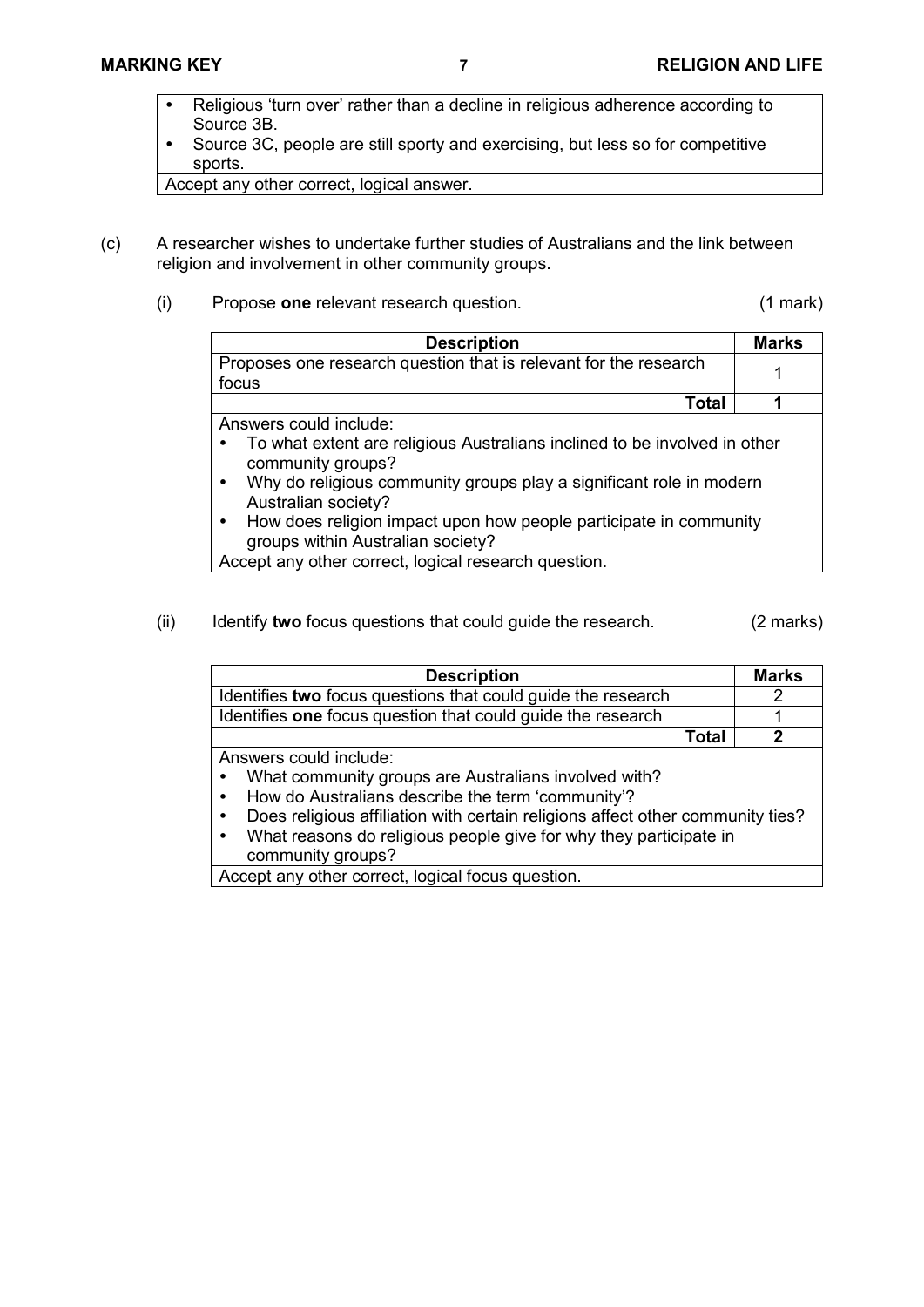- Religious 'turn over' rather than a decline in religious adherence according to Source 3B.
- Source 3C, people are still sporty and exercising, but less so for competitive sports.

Accept any other correct, logical answer.

(c) A researcher wishes to undertake further studies of Australians and the link between religion and involvement in other community groups.

(i) Propose **one** relevant research question. (1 mark)

| Description | Marks |
|---|---|
| Proposes one research question that is relevant for the research focus | 1 |
| **Total** | **1** |

Answers could include:
- To what extent are religious Australians inclined to be involved in other community groups?
- Why do religious community groups play a significant role in modern Australian society?
- How does religion impact upon how people participate in community groups within Australian society?

Accept any other correct, logical research question.

(ii) Identify **two** focus questions that could guide the research. (2 marks)

| Description | Marks |
|---|---|
| Identifies **two** focus questions that could guide the research | 2 |
| Identifies **one** focus question that could guide the research | 1 |
| **Total** | **2** |

Answers could include:
- What community groups are Australians involved with?
- How do Australians describe the term 'community'?
- Does religious affiliation with certain religions affect other community ties?
- What reasons do religious people give for why they participate in community groups?

Accept any other correct, logical focus question.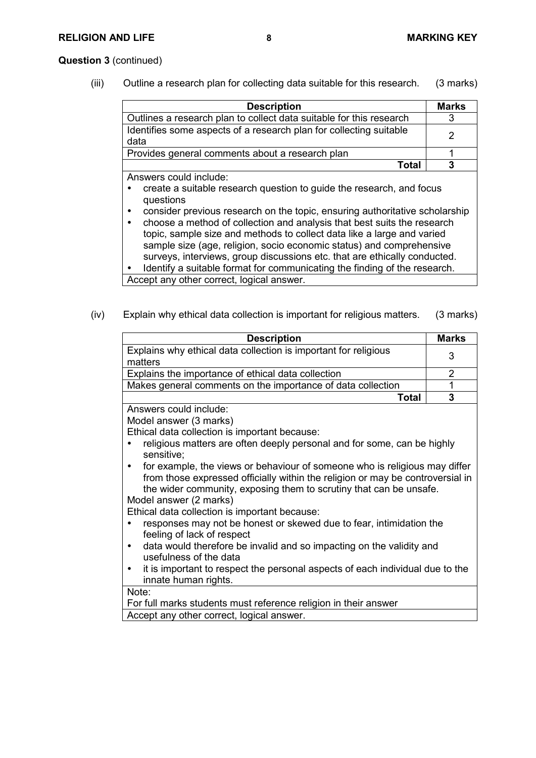**Question 3** (continued)

(iii) Outline a research plan for collecting data suitable for this research. (3 marks)

| Description | Marks |
|---|---|
| Outlines a research plan to collect data suitable for this research | 3 |
| Identifies some aspects of a research plan for collecting suitable data | 2 |
| Provides general comments about a research plan | 1 |
| **Total** | **3** |
| Answers could include:<br>• create a suitable research question to guide the research, and focus questions<br>• consider previous research on the topic, ensuring authoritative scholarship<br>• choose a method of collection and analysis that best suits the research topic, sample size and methods to collect data like a large and varied sample size (age, religion, socio economic status) and comprehensive surveys, interviews, group discussions etc. that are ethically conducted.<br>• Identify a suitable format for communicating the finding of the research. | |
| Accept any other correct, logical answer. | |

(iv) Explain why ethical data collection is important for religious matters. (3 marks)

| Description | Marks |
|---|---|
| Explains why ethical data collection is important for religious matters | 3 |
| Explains the importance of ethical data collection | 2 |
| Makes general comments on the importance of data collection | 1 |
| **Total** | **3** |
| Answers could include:<br>Model answer (3 marks)<br>Ethical data collection is important because:<br>• religious matters are often deeply personal and for some, can be highly sensitive;<br>• for example, the views or behaviour of someone who is religious may differ from those expressed officially within the religion or may be controversial in the wider community, exposing them to scrutiny that can be unsafe.<br>Model answer (2 marks)<br>Ethical data collection is important because:<br>• responses may not be honest or skewed due to fear, intimidation the feeling of lack of respect<br>• data would therefore be invalid and so impacting on the validity and usefulness of the data<br>• it is important to respect the personal aspects of each individual due to the innate human rights. | |
| Note:<br>For full marks students must reference religion in their answer | |
| Accept any other correct, logical answer. | |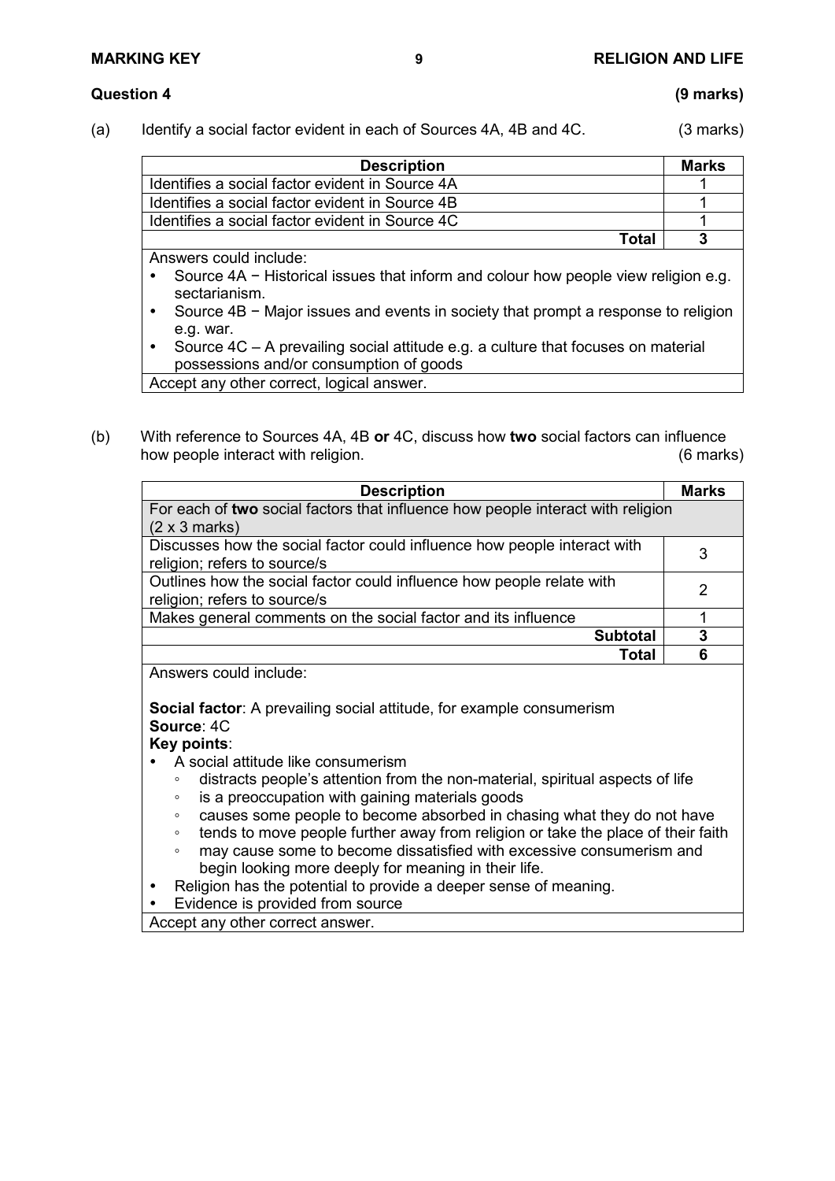**Question 4** **(9 marks)**

(a) Identify a social factor evident in each of Sources 4A, 4B and 4C. (3 marks)

| Description | Marks |
|---|---|
| Identifies a social factor evident in Source 4A | 1 |
| Identifies a social factor evident in Source 4B | 1 |
| Identifies a social factor evident in Source 4C | 1 |
| **Total** | **3** |

Answers could include:

- Source 4A − Historical issues that inform and colour how people view religion e.g. sectarianism.
- Source 4B − Major issues and events in society that prompt a response to religion e.g. war.
- Source 4C – A prevailing social attitude e.g. a culture that focuses on material possessions and/or consumption of goods

Accept any other correct, logical answer.

(b) With reference to Sources 4A, 4B **or** 4C, discuss how **two** social factors can influence how people interact with religion. (6 marks)

| Description | Marks |
|---|---|
| For each of **two** social factors that influence how people interact with religion (2 x 3 marks) | |
| Discusses how the social factor could influence how people interact with religion; refers to source/s | 3 |
| Outlines how the social factor could influence how people relate with religion; refers to source/s | 2 |
| Makes general comments on the social factor and its influence | 1 |
| **Subtotal** | **3** |
| **Total** | **6** |

Answers could include:

**Social factor**: A prevailing social attitude, for example consumerism
**Source**: 4C
**Key points**:

- A social attitude like consumerism
  - distracts people's attention from the non-material, spiritual aspects of life
  - is a preoccupation with gaining materials goods
  - causes some people to become absorbed in chasing what they do not have
  - tends to move people further away from religion or take the place of their faith
  - may cause some to become dissatisfied with excessive consumerism and begin looking more deeply for meaning in their life.
- Religion has the potential to provide a deeper sense of meaning.
- Evidence is provided from source

Accept any other correct answer.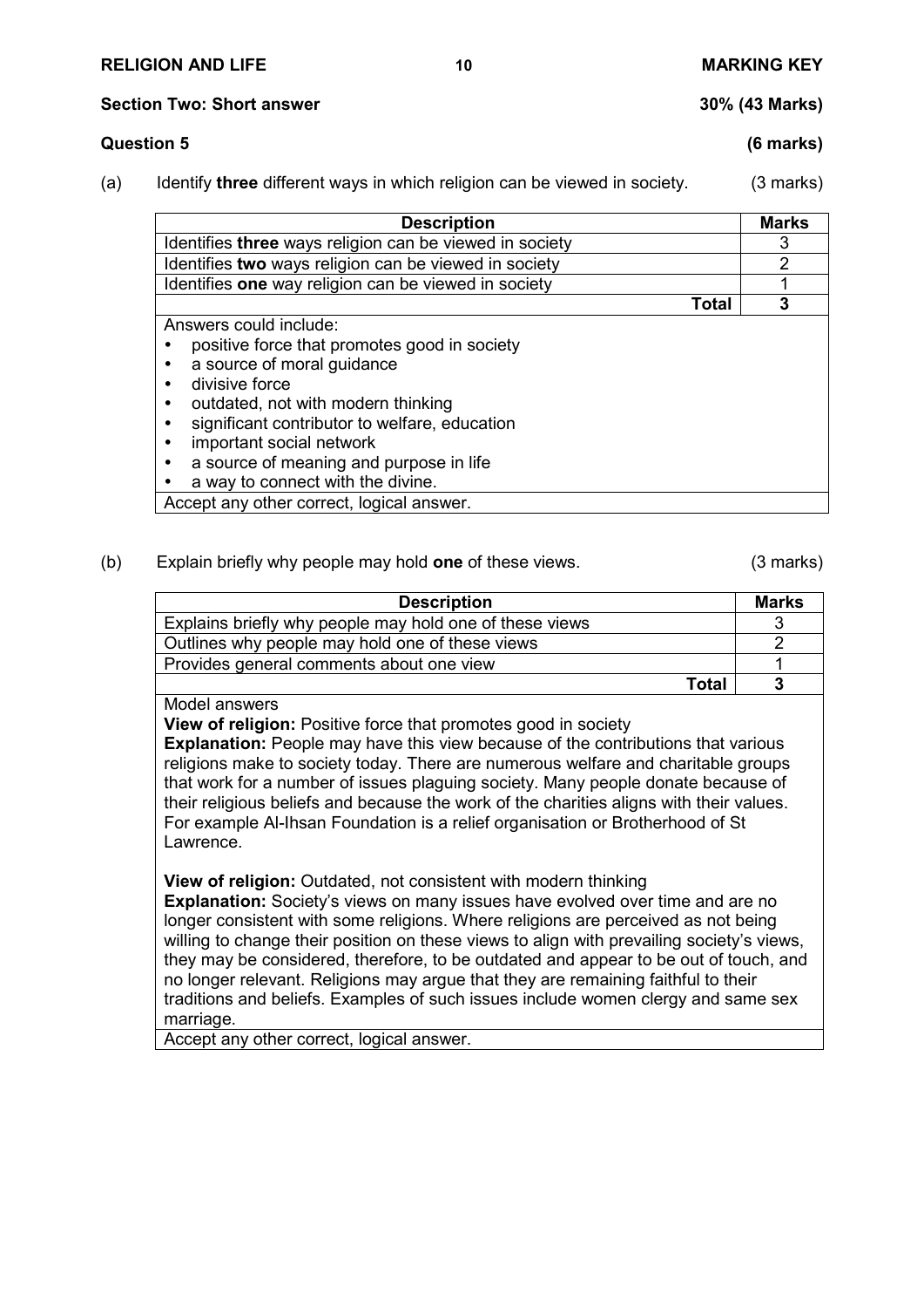## Section Two: Short answer — 30% (43 Marks)

### Question 5 (6 marks)

(a) Identify **three** different ways in which religion can be viewed in society. (3 marks)

| Description | Marks |
|---|---|
| Identifies **three** ways religion can be viewed in society | 3 |
| Identifies **two** ways religion can be viewed in society | 2 |
| Identifies **one** way religion can be viewed in society | 1 |
| **Total** | **3** |

Answers could include:

- positive force that promotes good in society
- a source of moral guidance
- divisive force
- outdated, not with modern thinking
- significant contributor to welfare, education
- important social network
- a source of meaning and purpose in life
- a way to connect with the divine.

Accept any other correct, logical answer.

(b) Explain briefly why people may hold **one** of these views. (3 marks)

| Description | Marks |
|---|---|
| Explains briefly why people may hold one of these views | 3 |
| Outlines why people may hold one of these views | 2 |
| Provides general comments about one view | 1 |
| **Total** | **3** |

Model answers

**View of religion:** Positive force that promotes good in society
**Explanation:** People may have this view because of the contributions that various religions make to society today. There are numerous welfare and charitable groups that work for a number of issues plaguing society. Many people donate because of their religious beliefs and because the work of the charities aligns with their values. For example Al-Ihsan Foundation is a relief organisation or Brotherhood of St Lawrence.

**View of religion:** Outdated, not consistent with modern thinking
**Explanation:** Society's views on many issues have evolved over time and are no longer consistent with some religions. Where religions are perceived as not being willing to change their position on these views to align with prevailing society's views, they may be considered, therefore, to be outdated and appear to be out of touch, and no longer relevant. Religions may argue that they are remaining faithful to their traditions and beliefs. Examples of such issues include women clergy and same sex marriage.

Accept any other correct, logical answer.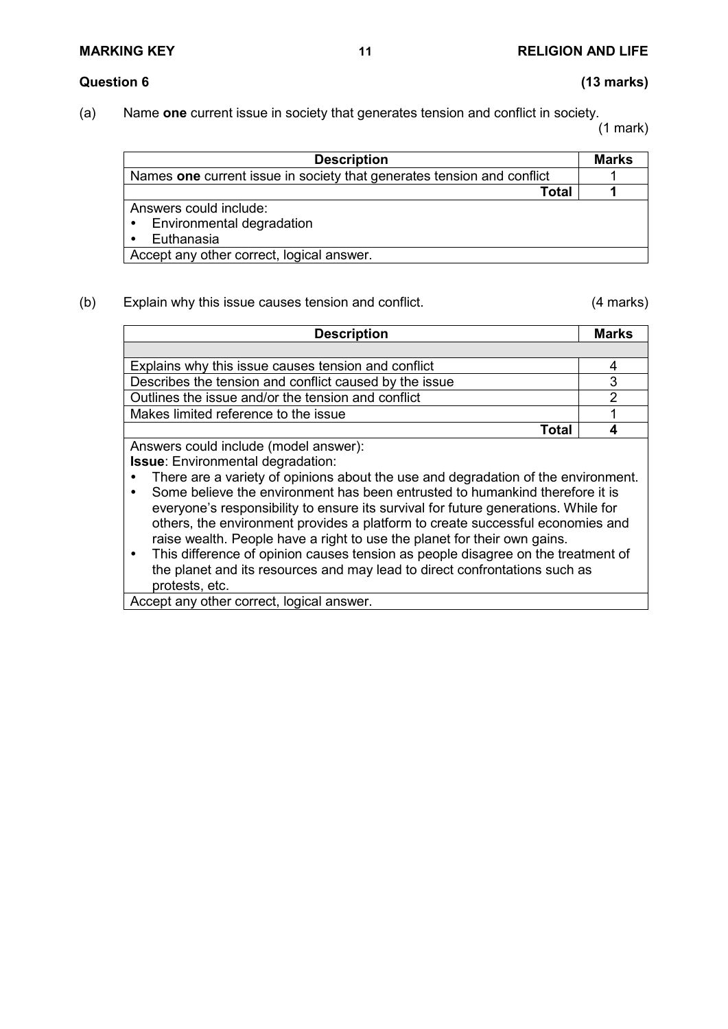**Question 6** **(13 marks)**

(a) Name **one** current issue in society that generates tension and conflict in society. (1 mark)

| Description | Marks |
|---|---|
| Names **one** current issue in society that generates tension and conflict | 1 |
| **Total** | **1** |
| Answers could include:<br>• Environmental degradation<br>• Euthanasia | |
| Accept any other correct, logical answer. | |

(b) Explain why this issue causes tension and conflict. (4 marks)

| Description | Marks |
|---|---|
| | |
| Explains why this issue causes tension and conflict | 4 |
| Describes the tension and conflict caused by the issue | 3 |
| Outlines the issue and/or the tension and conflict | 2 |
| Makes limited reference to the issue | 1 |
| **Total** | **4** |
| Answers could include (model answer):<br>**Issue**: Environmental degradation:<br>• There are a variety of opinions about the use and degradation of the environment.<br>• Some believe the environment has been entrusted to humankind therefore it is everyone's responsibility to ensure its survival for future generations. While for others, the environment provides a platform to create successful economies and raise wealth. People have a right to use the planet for their own gains.<br>• This difference of opinion causes tension as people disagree on the treatment of the planet and its resources and may lead to direct confrontations such as protests, etc. | |
| Accept any other correct, logical answer. | |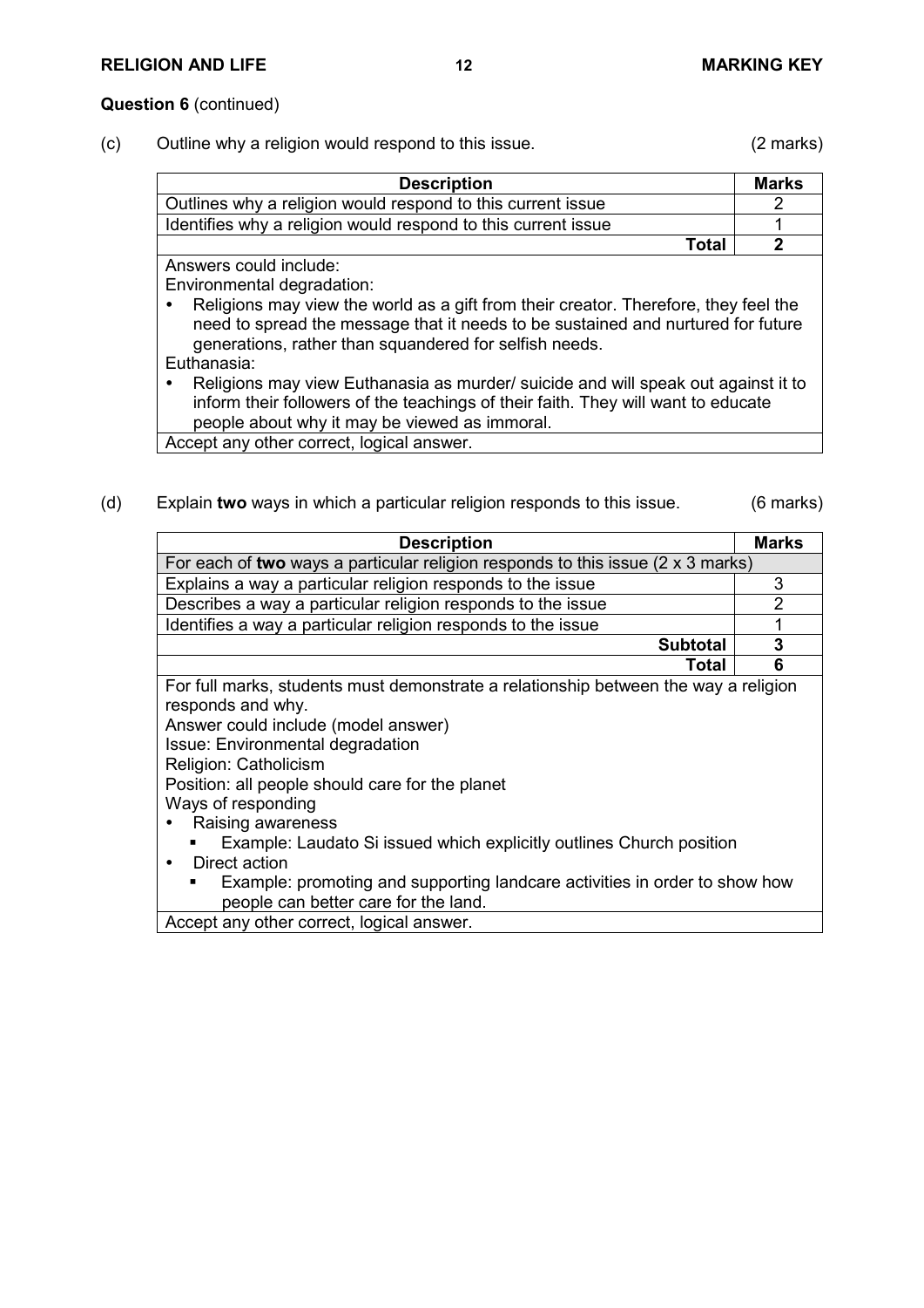**Question 6** (continued)

(c) Outline why a religion would respond to this issue. (2 marks)

| Description | Marks |
|---|---|
| Outlines why a religion would respond to this current issue | 2 |
| Identifies why a religion would respond to this current issue | 1 |
| **Total** | **2** |
| Answers could include:<br>Environmental degradation:<br>• Religions may view the world as a gift from their creator. Therefore, they feel the need to spread the message that it needs to be sustained and nurtured for future generations, rather than squandered for selfish needs.<br>Euthanasia:<br>• Religions may view Euthanasia as murder/ suicide and will speak out against it to inform their followers of the teachings of their faith. They will want to educate people about why it may be viewed as immoral. | |
| Accept any other correct, logical answer. | |

(d) Explain **two** ways in which a particular religion responds to this issue. (6 marks)

| Description | Marks |
|---|---|
| For each of **two** ways a particular religion responds to this issue (2 x 3 marks) | |
| Explains a way a particular religion responds to the issue | 3 |
| Describes a way a particular religion responds to the issue | 2 |
| Identifies a way a particular religion responds to the issue | 1 |
| **Subtotal** | **3** |
| **Total** | **6** |
| For full marks, students must demonstrate a relationship between the way a religion responds and why.<br>Answer could include (model answer)<br>Issue: Environmental degradation<br>Religion: Catholicism<br>Position: all people should care for the planet<br>Ways of responding<br>• Raising awareness<br>  ▪ Example: Laudato Si issued which explicitly outlines Church position<br>• Direct action<br>  ▪ Example: promoting and supporting landcare activities in order to show how people can better care for the land. | |
| Accept any other correct, logical answer. | |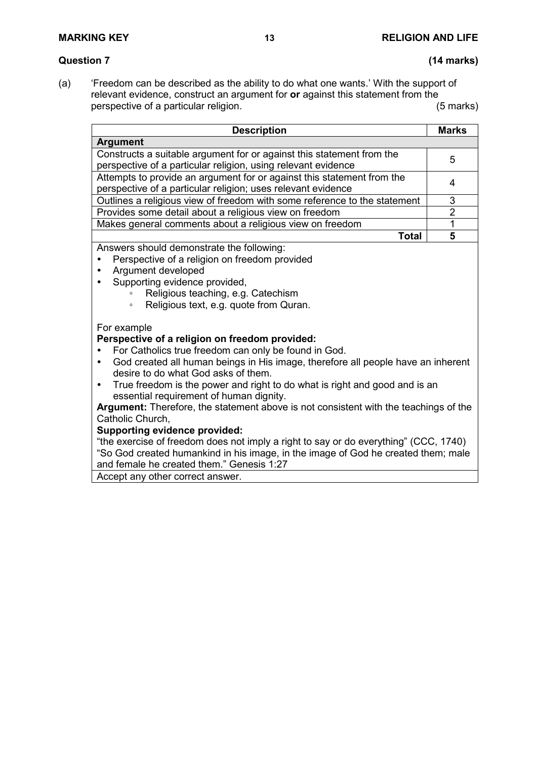**Question 7** **(14 marks)**

(a) 'Freedom can be described as the ability to do what one wants.' With the support of relevant evidence, construct an argument for **or** against this statement from the perspective of a particular religion. (5 marks)

| Description | Marks |
|---|---|
| **Argument** | |
| Constructs a suitable argument for or against this statement from the perspective of a particular religion, using relevant evidence | 5 |
| Attempts to provide an argument for or against this statement from the perspective of a particular religion; uses relevant evidence | 4 |
| Outlines a religious view of freedom with some reference to the statement | 3 |
| Provides some detail about a religious view on freedom | 2 |
| Makes general comments about a religious view on freedom | 1 |
| **Total** | **5** |

Answers should demonstrate the following:

- Perspective of a religion on freedom provided
- Argument developed
- Supporting evidence provided,
  - Religious teaching, e.g. Catechism
  - Religious text, e.g. quote from Quran.

For example

**Perspective of a religion on freedom provided:**

- For Catholics true freedom can only be found in God.
- God created all human beings in His image, therefore all people have an inherent desire to do what God asks of them.
- True freedom is the power and right to do what is right and good and is an essential requirement of human dignity.

**Argument:** Therefore, the statement above is not consistent with the teachings of the Catholic Church,

**Supporting evidence provided:**

"the exercise of freedom does not imply a right to say or do everything" (CCC, 1740)
"So God created humankind in his image, in the image of God he created them; male and female he created them." Genesis 1:27

Accept any other correct answer.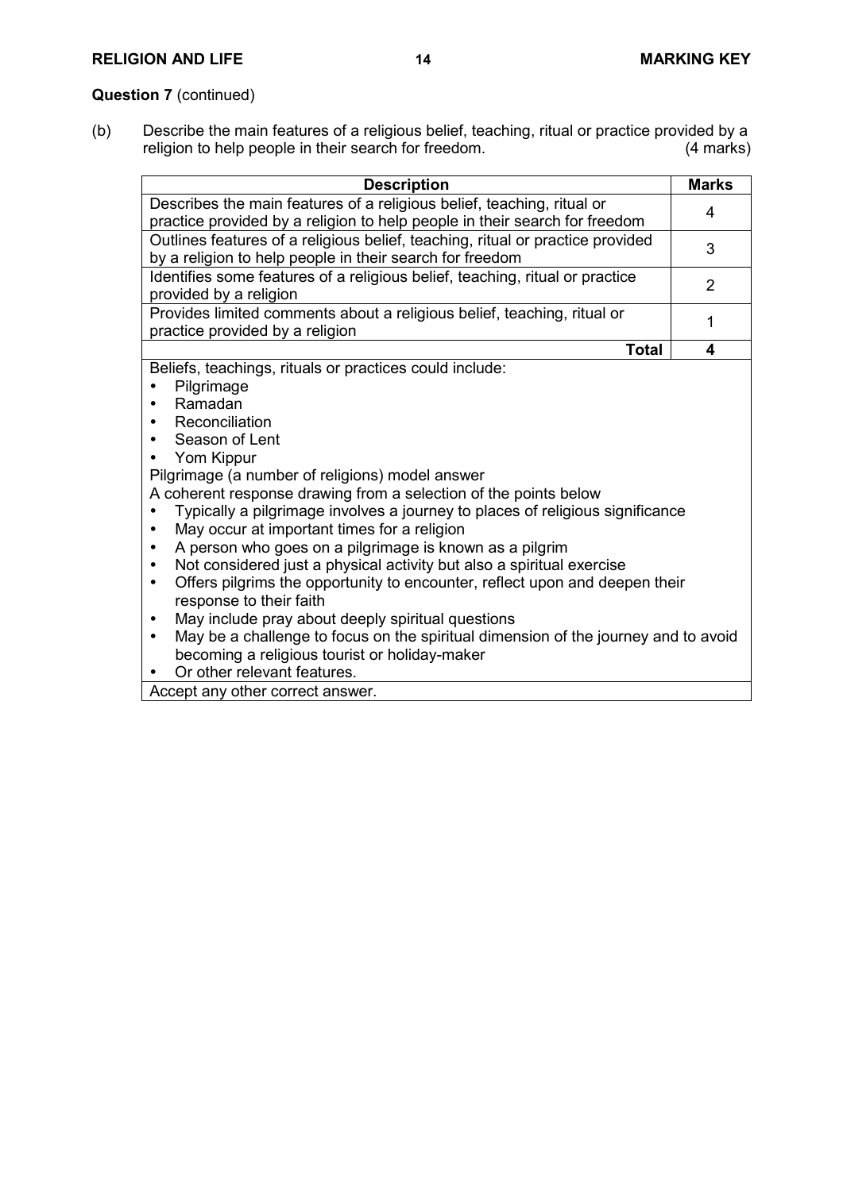**Question 7** (continued)

(b) Describe the main features of a religious belief, teaching, ritual or practice provided by a religion to help people in their search for freedom. (4 marks)

| Description | Marks |
|---|---|
| Describes the main features of a religious belief, teaching, ritual or practice provided by a religion to help people in their search for freedom | 4 |
| Outlines features of a religious belief, teaching, ritual or practice provided by a religion to help people in their search for freedom | 3 |
| Identifies some features of a religious belief, teaching, ritual or practice provided by a religion | 2 |
| Provides limited comments about a religious belief, teaching, ritual or practice provided by a religion | 1 |
| **Total** | **4** |

Beliefs, teachings, rituals or practices could include:

- Pilgrimage
- Ramadan
- Reconciliation
- Season of Lent
- Yom Kippur

Pilgrimage (a number of religions) model answer

A coherent response drawing from a selection of the points below

- Typically a pilgrimage involves a journey to places of religious significance
- May occur at important times for a religion
- A person who goes on a pilgrimage is known as a pilgrim
- Not considered just a physical activity but also a spiritual exercise
- Offers pilgrims the opportunity to encounter, reflect upon and deepen their response to their faith
- May include pray about deeply spiritual questions
- May be a challenge to focus on the spiritual dimension of the journey and to avoid becoming a religious tourist or holiday-maker
- Or other relevant features.

Accept any other correct answer.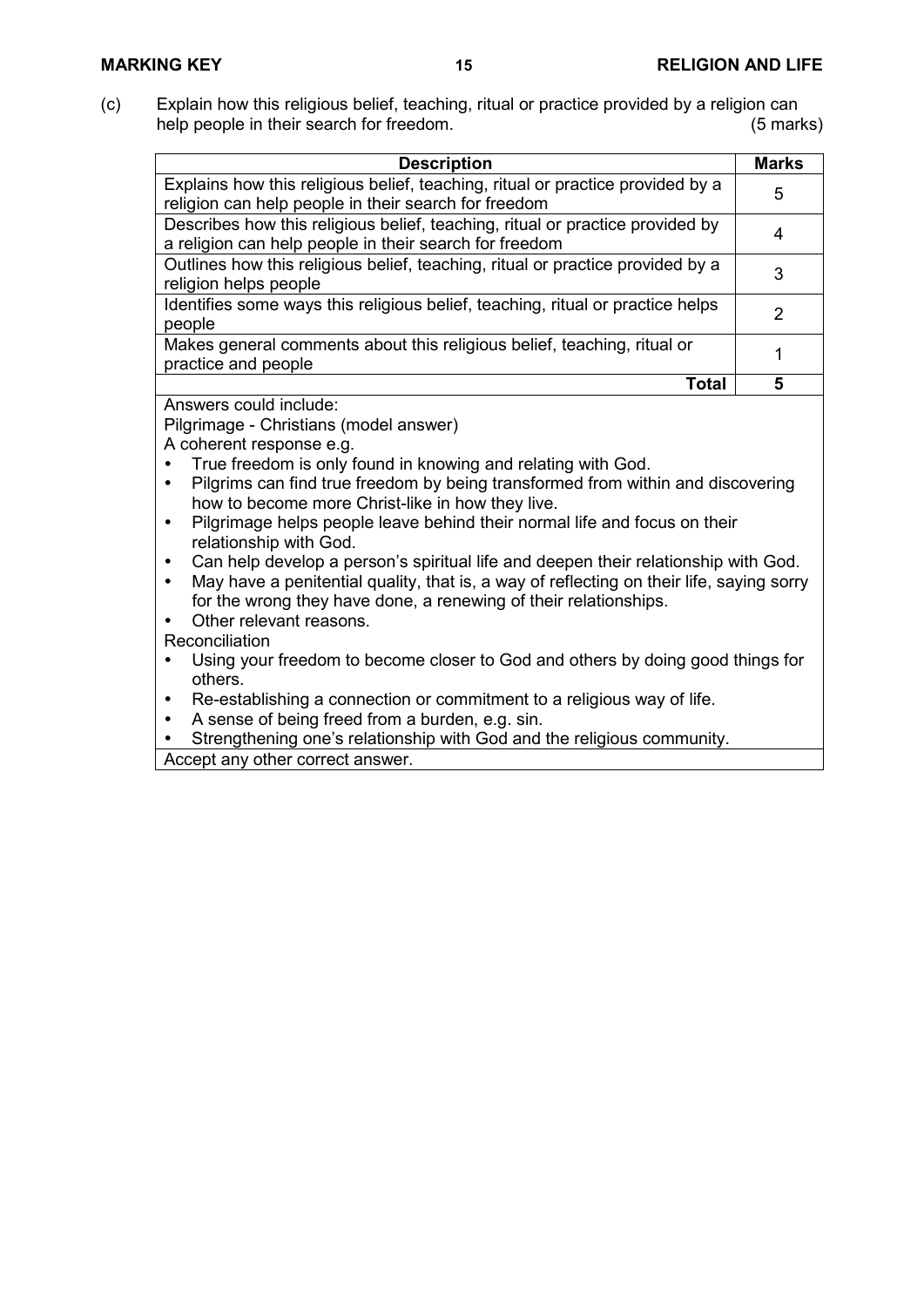(c) Explain how this religious belief, teaching, ritual or practice provided by a religion can help people in their search for freedom. (5 marks)

| Description | Marks |
| --- | --- |
| Explains how this religious belief, teaching, ritual or practice provided by a religion can help people in their search for freedom | 5 |
| Describes how this religious belief, teaching, ritual or practice provided by a religion can help people in their search for freedom | 4 |
| Outlines how this religious belief, teaching, ritual or practice provided by a religion helps people | 3 |
| Identifies some ways this religious belief, teaching, ritual or practice helps people | 2 |
| Makes general comments about this religious belief, teaching, ritual or practice and people | 1 |
| **Total** | **5** |

Answers could include:

Pilgrimage - Christians (model answer)

A coherent response e.g.

- True freedom is only found in knowing and relating with God.
- Pilgrims can find true freedom by being transformed from within and discovering how to become more Christ-like in how they live.
- Pilgrimage helps people leave behind their normal life and focus on their relationship with God.
- Can help develop a person's spiritual life and deepen their relationship with God.
- May have a penitential quality, that is, a way of reflecting on their life, saying sorry for the wrong they have done, a renewing of their relationships.
- Other relevant reasons.

Reconciliation

- Using your freedom to become closer to God and others by doing good things for others.
- Re-establishing a connection or commitment to a religious way of life.
- A sense of being freed from a burden, e.g. sin.
- Strengthening one's relationship with God and the religious community.

Accept any other correct answer.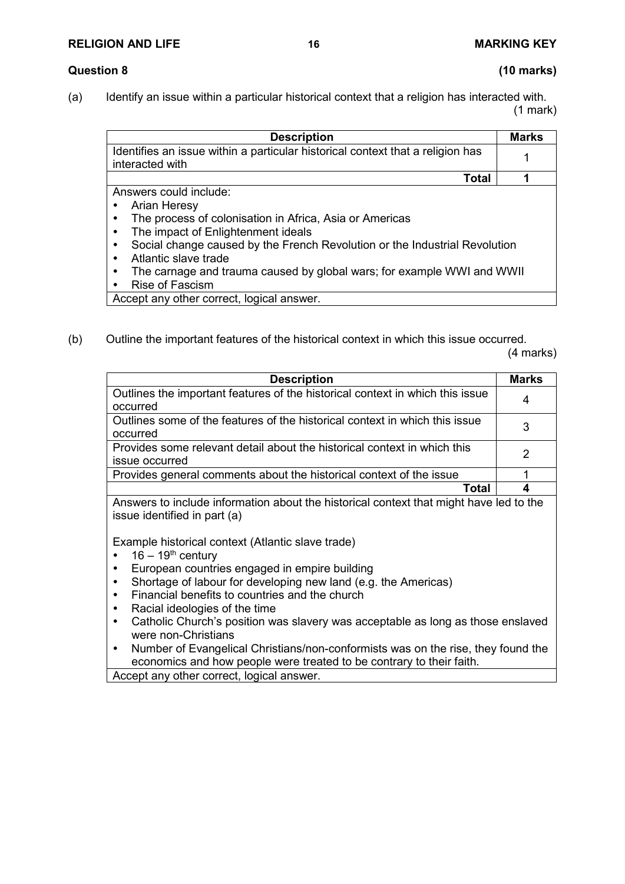**Question 8** **(10 marks)**

(a) Identify an issue within a particular historical context that a religion has interacted with. (1 mark)

| Description | Marks |
|---|---|
| Identifies an issue within a particular historical context that a religion has interacted with | 1 |
| **Total** | **1** |
| Answers could include:<br>• Arian Heresy<br>• The process of colonisation in Africa, Asia or Americas<br>• The impact of Enlightenment ideals<br>• Social change caused by the French Revolution or the Industrial Revolution<br>• Atlantic slave trade<br>• The carnage and trauma caused by global wars; for example WWI and WWII<br>• Rise of Fascism | |
| Accept any other correct, logical answer. | |

(b) Outline the important features of the historical context in which this issue occurred. (4 marks)

| Description | Marks |
|---|---|
| Outlines the important features of the historical context in which this issue occurred | 4 |
| Outlines some of the features of the historical context in which this issue occurred | 3 |
| Provides some relevant detail about the historical context in which this issue occurred | 2 |
| Provides general comments about the historical context of the issue | 1 |
| **Total** | **4** |
| Answers to include information about the historical context that might have led to the issue identified in part (a)<br><br>Example historical context (Atlantic slave trade)<br>• 16 – 19th century<br>• European countries engaged in empire building<br>• Shortage of labour for developing new land (e.g. the Americas)<br>• Financial benefits to countries and the church<br>• Racial ideologies of the time<br>• Catholic Church's position was slavery was acceptable as long as those enslaved were non-Christians<br>• Number of Evangelical Christians/non-conformists was on the rise, they found the economics and how people were treated to be contrary to their faith. | |
| Accept any other correct, logical answer. | |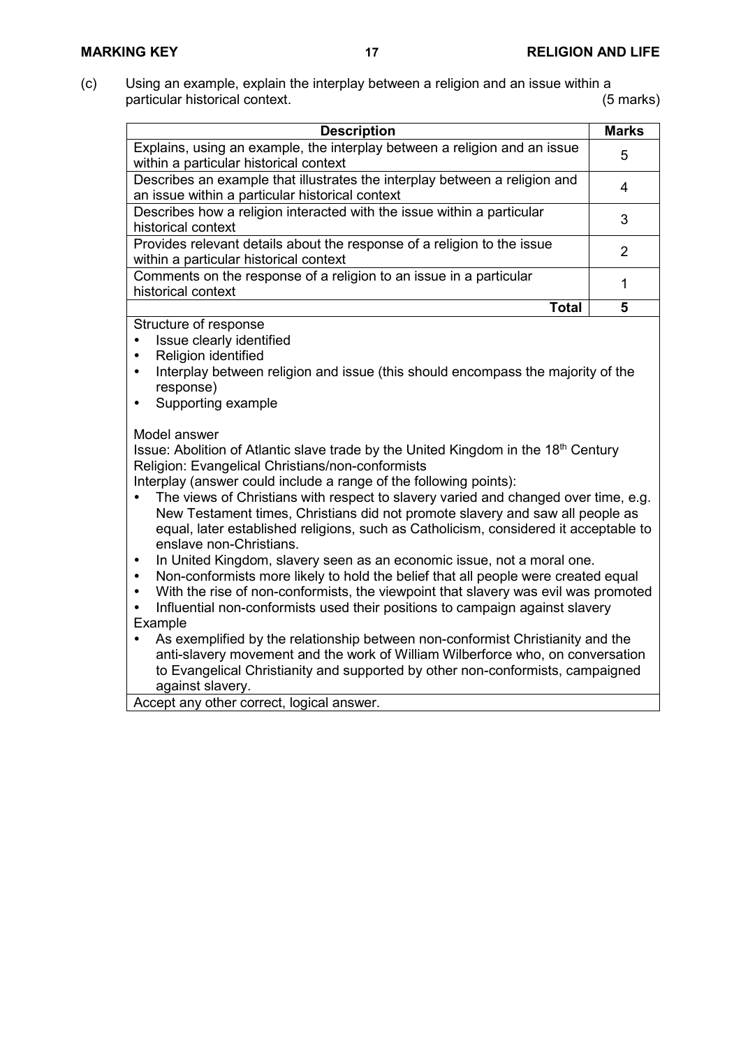(c) Using an example, explain the interplay between a religion and an issue within a particular historical context. (5 marks)

| Description | Marks |
|---|---|
| Explains, using an example, the interplay between a religion and an issue within a particular historical context | 5 |
| Describes an example that illustrates the interplay between a religion and an issue within a particular historical context | 4 |
| Describes how a religion interacted with the issue within a particular historical context | 3 |
| Provides relevant details about the response of a religion to the issue within a particular historical context | 2 |
| Comments on the response of a religion to an issue in a particular historical context | 1 |
| **Total** | **5** |

Structure of response

- Issue clearly identified
- Religion identified
- Interplay between religion and issue (this should encompass the majority of the response)
- Supporting example

Model answer

Issue: Abolition of Atlantic slave trade by the United Kingdom in the 18th Century

Religion: Evangelical Christians/non-conformists

Interplay (answer could include a range of the following points):

- The views of Christians with respect to slavery varied and changed over time, e.g. New Testament times, Christians did not promote slavery and saw all people as equal, later established religions, such as Catholicism, considered it acceptable to enslave non-Christians.
- In United Kingdom, slavery seen as an economic issue, not a moral one.
- Non-conformists more likely to hold the belief that all people were created equal
- With the rise of non-conformists, the viewpoint that slavery was evil was promoted
- Influential non-conformists used their positions to campaign against slavery

Example

- As exemplified by the relationship between non-conformist Christianity and the anti-slavery movement and the work of William Wilberforce who, on conversation to Evangelical Christianity and supported by other non-conformists, campaigned against slavery.

Accept any other correct, logical answer.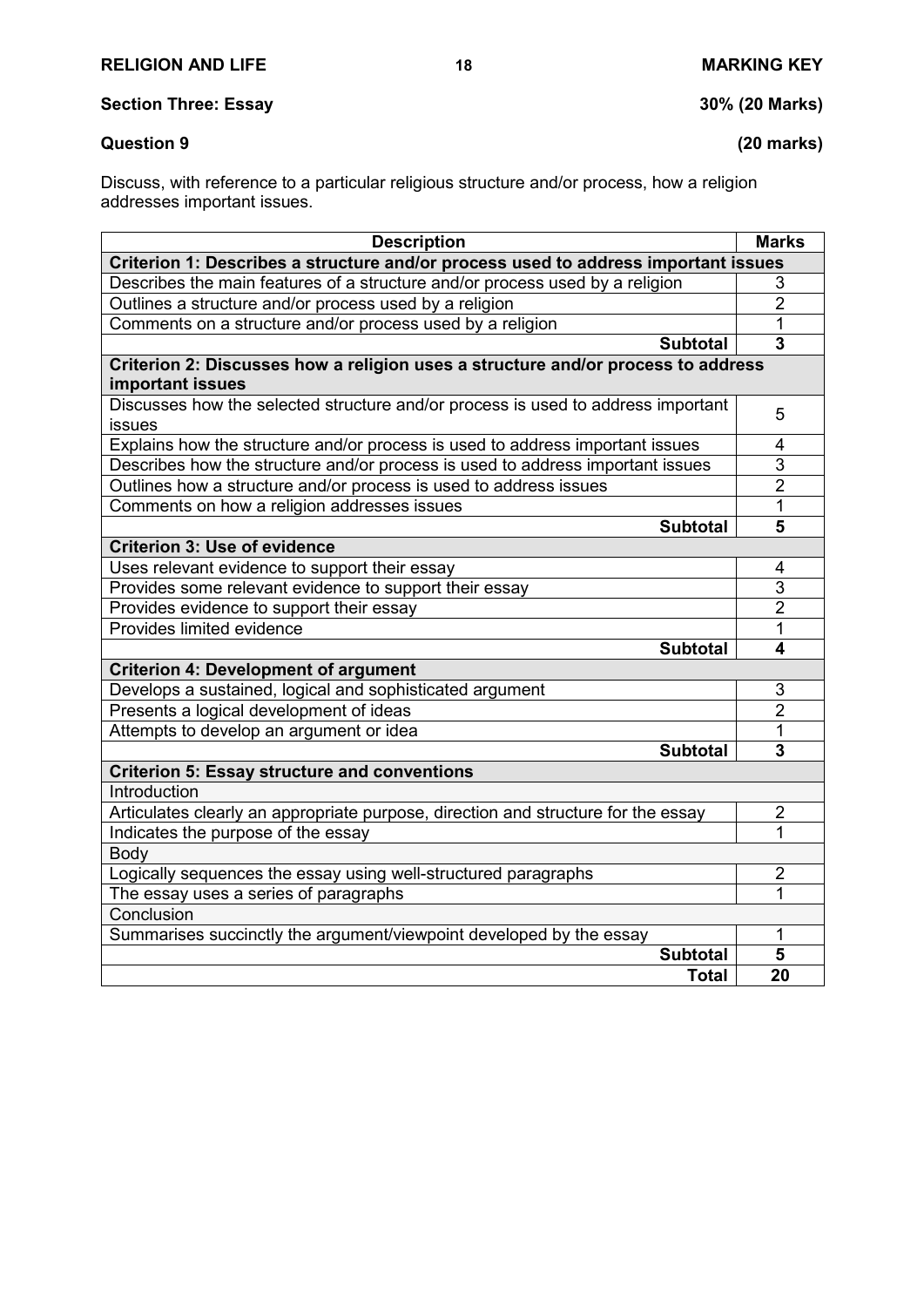## Section Three: Essay — 30% (20 Marks)

### Question 9 — (20 marks)

Discuss, with reference to a particular religious structure and/or process, how a religion addresses important issues.

| Description | Marks |
|---|---|
| **Criterion 1: Describes a structure and/or process used to address important issues** | |
| Describes the main features of a structure and/or process used by a religion | 3 |
| Outlines a structure and/or process used by a religion | 2 |
| Comments on a structure and/or process used by a religion | 1 |
| **Subtotal** | **3** |
| **Criterion 2: Discusses how a religion uses a structure and/or process to address important issues** | |
| Discusses how the selected structure and/or process is used to address important issues | 5 |
| Explains how the structure and/or process is used to address important issues | 4 |
| Describes how the structure and/or process is used to address important issues | 3 |
| Outlines how a structure and/or process is used to address issues | 2 |
| Comments on how a religion addresses issues | 1 |
| **Subtotal** | **5** |
| **Criterion 3: Use of evidence** | |
| Uses relevant evidence to support their essay | 4 |
| Provides some relevant evidence to support their essay | 3 |
| Provides evidence to support their essay | 2 |
| Provides limited evidence | 1 |
| **Subtotal** | **4** |
| **Criterion 4: Development of argument** | |
| Develops a sustained, logical and sophisticated argument | 3 |
| Presents a logical development of ideas | 2 |
| Attempts to develop an argument or idea | 1 |
| **Subtotal** | **3** |
| **Criterion 5: Essay structure and conventions** | |
| Introduction | |
| Articulates clearly an appropriate purpose, direction and structure for the essay | 2 |
| Indicates the purpose of the essay | 1 |
| Body | |
| Logically sequences the essay using well-structured paragraphs | 2 |
| The essay uses a series of paragraphs | 1 |
| Conclusion | |
| Summarises succinctly the argument/viewpoint developed by the essay | 1 |
| **Subtotal** | **5** |
| **Total** | **20** |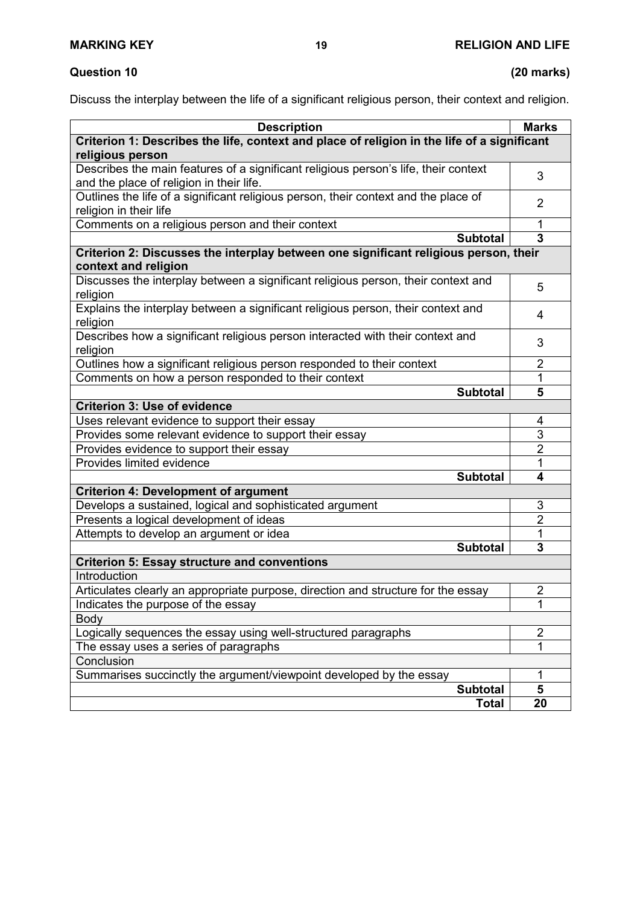## Question 10 (20 marks)

Discuss the interplay between the life of a significant religious person, their context and religion.

| Description | Marks |
|---|---|
| **Criterion 1: Describes the life, context and place of religion in the life of a significant religious person** | |
| Describes the main features of a significant religious person's life, their context and the place of religion in their life. | 3 |
| Outlines the life of a significant religious person, their context and the place of religion in their life | 2 |
| Comments on a religious person and their context | 1 |
| **Subtotal** | **3** |
| **Criterion 2: Discusses the interplay between one significant religious person, their context and religion** | |
| Discusses the interplay between a significant religious person, their context and religion | 5 |
| Explains the interplay between a significant religious person, their context and religion | 4 |
| Describes how a significant religious person interacted with their context and religion | 3 |
| Outlines how a significant religious person responded to their context | 2 |
| Comments on how a person responded to their context | 1 |
| **Subtotal** | **5** |
| **Criterion 3: Use of evidence** | |
| Uses relevant evidence to support their essay | 4 |
| Provides some relevant evidence to support their essay | 3 |
| Provides evidence to support their essay | 2 |
| Provides limited evidence | 1 |
| **Subtotal** | **4** |
| **Criterion 4: Development of argument** | |
| Develops a sustained, logical and sophisticated argument | 3 |
| Presents a logical development of ideas | 2 |
| Attempts to develop an argument or idea | 1 |
| **Subtotal** | **3** |
| **Criterion 5: Essay structure and conventions** | |
| Introduction | |
| Articulates clearly an appropriate purpose, direction and structure for the essay | 2 |
| Indicates the purpose of the essay | 1 |
| Body | |
| Logically sequences the essay using well-structured paragraphs | 2 |
| The essay uses a series of paragraphs | 1 |
| Conclusion | |
| Summarises succinctly the argument/viewpoint developed by the essay | 1 |
| **Subtotal** | **5** |
| **Total** | **20** |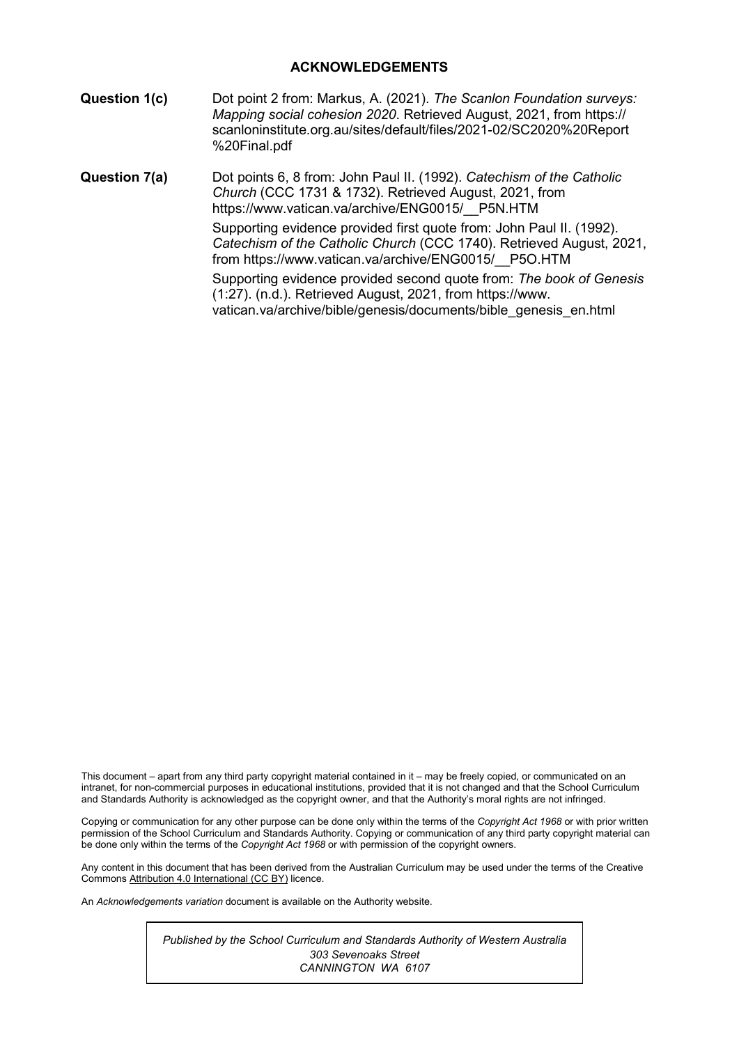## ACKNOWLEDGEMENTS

**Question 1(c)** Dot point 2 from: Markus, A. (2021). *The Scanlon Foundation surveys: Mapping social cohesion 2020*. Retrieved August, 2021, from https://scanloninstitute.org.au/sites/default/files/2021-02/SC2020%20Report%20Final.pdf

**Question 7(a)** Dot points 6, 8 from: John Paul II. (1992). *Catechism of the Catholic Church* (CCC 1731 & 1732). Retrieved August, 2021, from https://www.vatican.va/archive/ENG0015/__P5N.HTM

Supporting evidence provided first quote from: John Paul II. (1992). *Catechism of the Catholic Church* (CCC 1740). Retrieved August, 2021, from https://www.vatican.va/archive/ENG0015/__P5O.HTM

Supporting evidence provided second quote from: *The book of Genesis* (1:27). (n.d.). Retrieved August, 2021, from https://www.vatican.va/archive/bible/genesis/documents/bible_genesis_en.html

This document – apart from any third party copyright material contained in it – may be freely copied, or communicated on an intranet, for non-commercial purposes in educational institutions, provided that it is not changed and that the School Curriculum and Standards Authority is acknowledged as the copyright owner, and that the Authority's moral rights are not infringed.

Copying or communication for any other purpose can be done only within the terms of the *Copyright Act 1968* or with prior written permission of the School Curriculum and Standards Authority. Copying or communication of any third party copyright material can be done only within the terms of the *Copyright Act 1968* or with permission of the copyright owners.

Any content in this document that has been derived from the Australian Curriculum may be used under the terms of the Creative Commons Attribution 4.0 International (CC BY) licence.

An *Acknowledgements variation* document is available on the Authority website.

*Published by the School Curriculum and Standards Authority of Western Australia*
*303 Sevenoaks Street*
*CANNINGTON WA 6107*